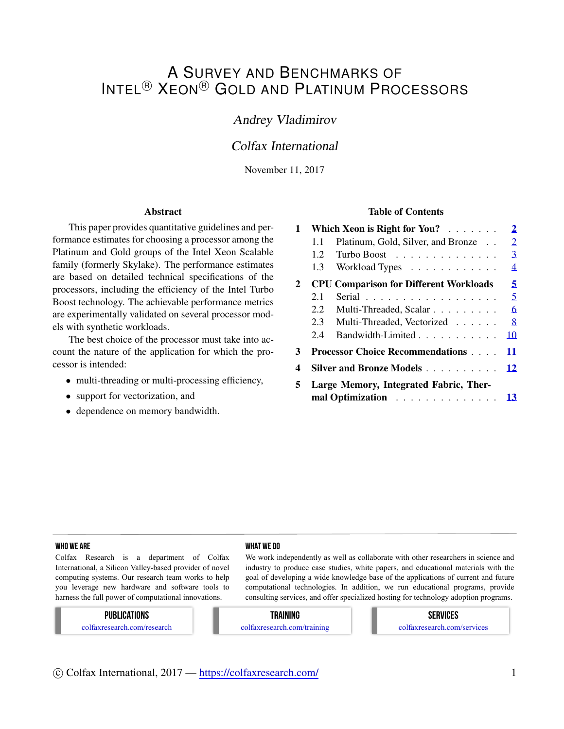# A Survey and Benchmarks of Intel® Xeon® Gold and Platinum Processors

*Andrey Vladimirov*

*Colfax International*

November 11, 2017

## Abstract

This paper provides quantitative guidelines and performance estimates for choosing a processor among the Platinum and Gold groups of the Intel Xeon Scalable family (formerly Skylake). The performance estimates are based on detailed technical specifications of the processors, including the efficiency of the Intel Turbo Boost technology. The achievable performance metrics are experimentally validated on several processor models with synthetic workloads.

The best choice of the processor must take into account the nature of the application for which the processor is intended:

- multi-threading or multi-processing efficiency,
- support for vectorization, and
- dependence on memory bandwidth.

## Table of Contents

1. **Which Xeon is Right for You?** — 2
   - 1.1 Platinum, Gold, Silver, and Bronze — 2
   - 1.2 Turbo Boost — 3
   - 1.3 Workload Types — 4
2. **CPU Comparison for Different Workloads** — 5
   - 2.1 Serial — 5
   - 2.2 Multi-Threaded, Scalar — 6
   - 2.3 Multi-Threaded, Vectorized — 8
   - 2.4 Bandwidth-Limited — 10
3. **Processor Choice Recommendations** — 11
4. **Silver and Bronze Models** — 12
5. **Large Memory, Integrated Fabric, Thermal Optimization** — 13

---

**WHO WE ARE**

Colfax Research is a department of Colfax International, a Silicon Valley-based provider of novel computing systems. Our research team works to help you leverage new hardware and software tools to harness the full power of computational innovations.

**WHAT WE DO**

We work independently as well as collaborate with other researchers in science and industry to produce case studies, white papers, and educational materials with the goal of developing a wide knowledge base of the applications of current and future computational technologies. In addition, we run educational programs, provide consulting services, and offer specialized hosting for technology adoption programs.

**PUBLICATIONS** — colfaxresearch.com/research

**TRAINING** — colfaxresearch.com/training

**SERVICES** — colfaxresearch.com/services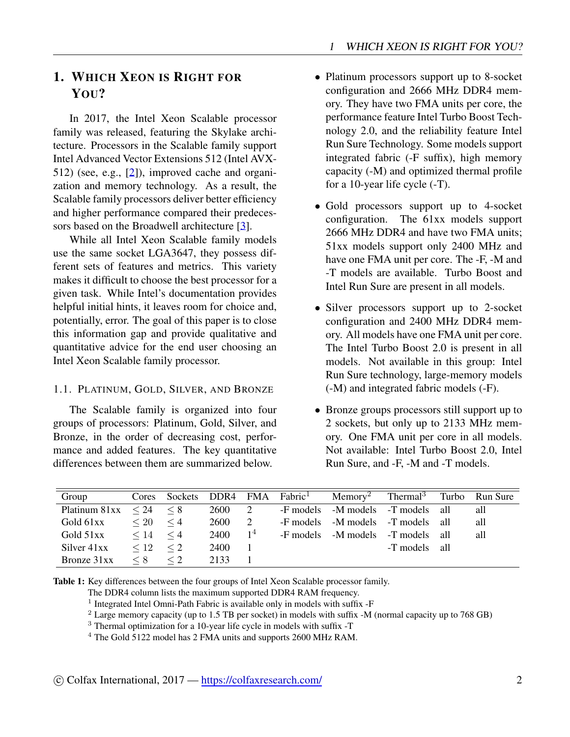# 1. Which Xeon is Right for You?

In 2017, the Intel Xeon Scalable processor family was released, featuring the Skylake architecture. Processors in the Scalable family support Intel Advanced Vector Extensions 512 (Intel AVX-512) (see, e.g., [2]), improved cache and organization and memory technology. As a result, the Scalable family processors deliver better efficiency and higher performance compared their predecessors based on the Broadwell architecture [3].

While all Intel Xeon Scalable family models use the same socket LGA3647, they possess different sets of features and metrics. This variety makes it difficult to choose the best processor for a given task. While Intel's documentation provides helpful initial hints, it leaves room for choice and, potentially, error. The goal of this paper is to close this information gap and provide qualitative and quantitative advice for the end user choosing an Intel Xeon Scalable family processor.

## 1.1. Platinum, Gold, Silver, and Bronze

The Scalable family is organized into four groups of processors: Platinum, Gold, Silver, and Bronze, in the order of decreasing cost, performance and added features. The key quantitative differences between them are summarized below.

- Platinum processors support up to 8-socket configuration and 2666 MHz DDR4 memory. They have two FMA units per core, the performance feature Intel Turbo Boost Technology 2.0, and the reliability feature Intel Run Sure Technology. Some models support integrated fabric (-F suffix), high memory capacity (-M) and optimized thermal profile for a 10-year life cycle (-T).
- Gold processors support up to 4-socket configuration. The 61xx models support 2666 MHz DDR4 and have two FMA units; 51xx models support only 2400 MHz and have one FMA unit per core. The -F, -M and -T models are available. Turbo Boost and Intel Run Sure are present in all models.
- Silver processors support up to 2-socket configuration and 2400 MHz DDR4 memory. All models have one FMA unit per core. The Intel Turbo Boost 2.0 is present in all models. Not available in this group: Intel Run Sure technology, large-memory models (-M) and integrated fabric models (-F).
- Bronze groups processors still support up to 2 sockets, but only up to 2133 MHz memory. One FMA unit per core in all models. Not available: Intel Turbo Boost 2.0, Intel Run Sure, and -F, -M and -T models.

| Group | Cores | Sockets | DDR4 | FMA | Fabric[1] | Memory[2] | Thermal[3] | Turbo | Run Sure |
|---|---|---|---|---|---|---|---|---|---|
| Platinum 81xx | $\leq 24$ | $\leq 8$ | 2600 | 2 | -F models | -M models | -T models | all | all |
| Gold 61xx | $\leq 20$ | $\leq 4$ | 2600 | 2 | -F models | -M models | -T models | all | all |
| Gold 51xx | $\leq 14$ | $\leq 4$ | 2400 | 1[4] | -F models | -M models | -T models | all | all |
| Silver 41xx | $\leq 12$ | $\leq 2$ | 2400 | 1 | | | -T models | all | |
| Bronze 31xx | $\leq 8$ | $\leq 2$ | 2133 | 1 | | | | | |

**Table 1:** Key differences between the four groups of Intel Xeon Scalable processor family.
The DDR4 column lists the maximum supported DDR4 RAM frequency.
[1] Integrated Intel Omni-Path Fabric is available only in models with suffix -F
[2] Large memory capacity (up to 1.5 TB per socket) in models with suffix -M (normal capacity up to 768 GB)
[3] Thermal optimization for a 10-year life cycle in models with suffix -T
[4] The Gold 5122 model has 2 FMA units and supports 2600 MHz RAM.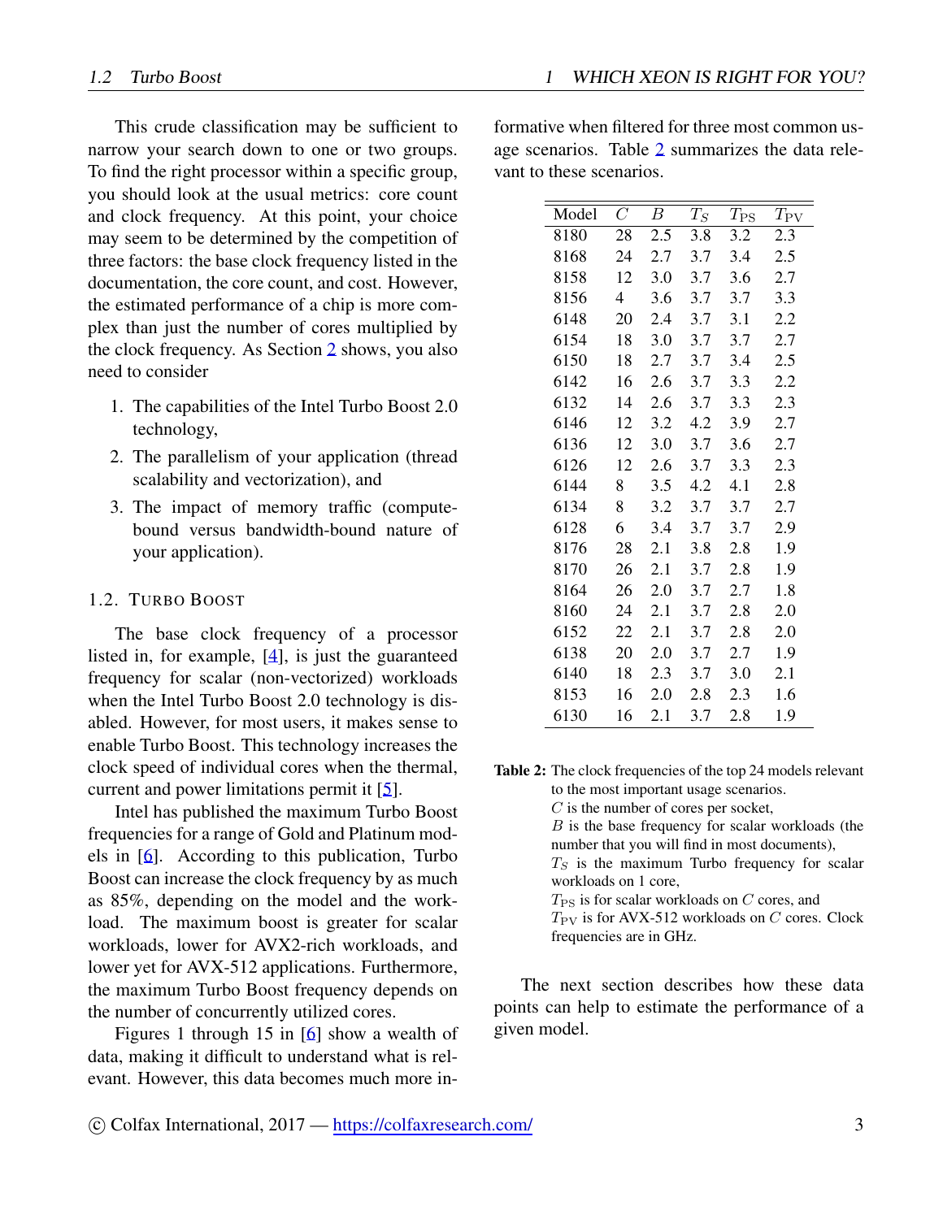This crude classification may be sufficient to narrow your search down to one or two groups. To find the right processor within a specific group, you should look at the usual metrics: core count and clock frequency. At this point, your choice may seem to be determined by the competition of three factors: the base clock frequency listed in the documentation, the core count, and cost. However, the estimated performance of a chip is more complex than just the number of cores multiplied by the clock frequency. As Section 2 shows, you also need to consider

1. The capabilities of the Intel Turbo Boost 2.0 technology,
2. The parallelism of your application (thread scalability and vectorization), and
3. The impact of memory traffic (compute-bound versus bandwidth-bound nature of your application).

### 1.2. Turbo Boost

The base clock frequency of a processor listed in, for example, [4], is just the guaranteed frequency for scalar (non-vectorized) workloads when the Intel Turbo Boost 2.0 technology is disabled. However, for most users, it makes sense to enable Turbo Boost. This technology increases the clock speed of individual cores when the thermal, current and power limitations permit it [5].

Intel has published the maximum Turbo Boost frequencies for a range of Gold and Platinum models in [6]. According to this publication, Turbo Boost can increase the clock frequency by as much as 85%, depending on the model and the workload. The maximum boost is greater for scalar workloads, lower for AVX2-rich workloads, and lower yet for AVX-512 applications. Furthermore, the maximum Turbo Boost frequency depends on the number of concurrently utilized cores.

Figures 1 through 15 in [6] show a wealth of data, making it difficult to understand what is relevant. However, this data becomes much more informative when filtered for three most common usage scenarios. Table 2 summarizes the data relevant to these scenarios.

| Model | $C$ | $B$ | $T_S$ | $T_{\rm PS}$ | $T_{\rm PV}$ |
|---|---|---|---|---|---|
| 8180 | 28 | 2.5 | 3.8 | 3.2 | 2.3 |
| 8168 | 24 | 2.7 | 3.7 | 3.4 | 2.5 |
| 8158 | 12 | 3.0 | 3.7 | 3.6 | 2.7 |
| 8156 | 4 | 3.6 | 3.7 | 3.7 | 3.3 |
| 6148 | 20 | 2.4 | 3.7 | 3.1 | 2.2 |
| 6154 | 18 | 3.0 | 3.7 | 3.7 | 2.7 |
| 6150 | 18 | 2.7 | 3.7 | 3.4 | 2.5 |
| 6142 | 16 | 2.6 | 3.7 | 3.3 | 2.2 |
| 6132 | 14 | 2.6 | 3.7 | 3.3 | 2.3 |
| 6146 | 12 | 3.2 | 4.2 | 3.9 | 2.7 |
| 6136 | 12 | 3.0 | 3.7 | 3.6 | 2.7 |
| 6126 | 12 | 2.6 | 3.7 | 3.3 | 2.3 |
| 6144 | 8 | 3.5 | 4.2 | 4.1 | 2.8 |
| 6134 | 8 | 3.2 | 3.7 | 3.7 | 2.7 |
| 6128 | 6 | 3.4 | 3.7 | 3.7 | 2.9 |
| 8176 | 28 | 2.1 | 3.8 | 2.8 | 1.9 |
| 8170 | 26 | 2.1 | 3.7 | 2.8 | 1.9 |
| 8164 | 26 | 2.0 | 3.7 | 2.7 | 1.8 |
| 8160 | 24 | 2.1 | 3.7 | 2.8 | 2.0 |
| 6152 | 22 | 2.1 | 3.7 | 2.8 | 2.0 |
| 6138 | 20 | 2.0 | 3.7 | 2.7 | 1.9 |
| 6140 | 18 | 2.3 | 3.7 | 3.0 | 2.1 |
| 8153 | 16 | 2.0 | 2.8 | 2.3 | 1.6 |
| 6130 | 16 | 2.1 | 3.7 | 2.8 | 1.9 |

**Table 2:** The clock frequencies of the top 24 models relevant to the most important usage scenarios.
$C$ is the number of cores per socket,
$B$ is the base frequency for scalar workloads (the number that you will find in most documents),
$T_S$ is the maximum Turbo frequency for scalar workloads on 1 core,
$T_{\rm PS}$ is for scalar workloads on $C$ cores, and
$T_{\rm PV}$ is for AVX-512 workloads on $C$ cores. Clock frequencies are in GHz.

The next section describes how these data points can help to estimate the performance of a given model.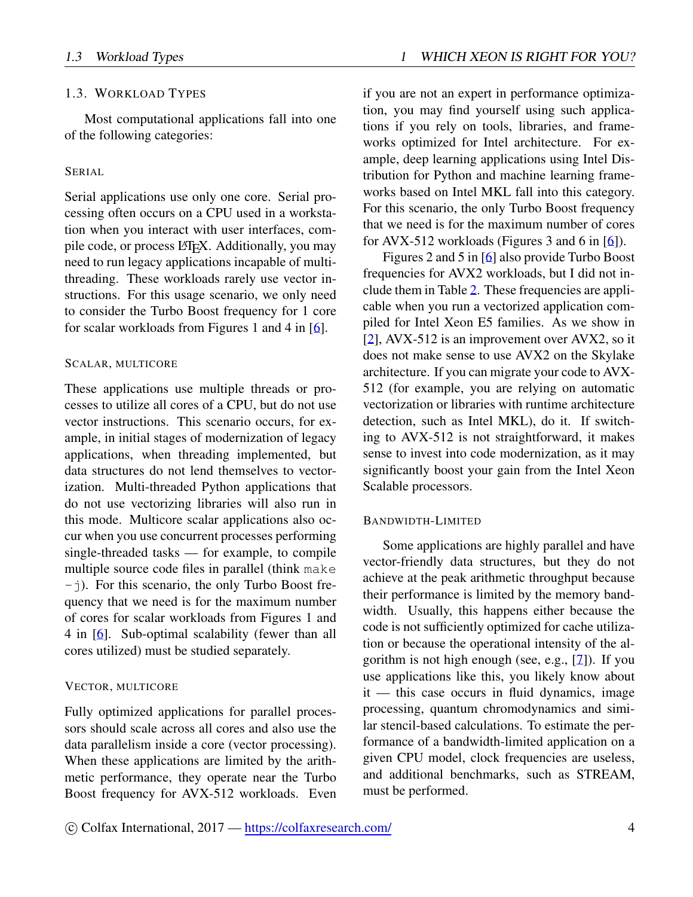### 1.3. Workload Types

Most computational applications fall into one of the following categories:

#### Serial

Serial applications use only one core. Serial processing often occurs on a CPU used in a workstation when you interact with user interfaces, compile code, or process LaTeX. Additionally, you may need to run legacy applications incapable of multithreading. These workloads rarely use vector instructions. For this usage scenario, we only need to consider the Turbo Boost frequency for 1 core for scalar workloads from Figures 1 and 4 in [6].

#### Scalar, multicore

These applications use multiple threads or processes to utilize all cores of a CPU, but do not use vector instructions. This scenario occurs, for example, in initial stages of modernization of legacy applications, when threading implemented, but data structures do not lend themselves to vectorization. Multi-threaded Python applications that do not use vectorizing libraries will also run in this mode. Multicore scalar applications also occur when you use concurrent processes performing single-threaded tasks — for example, to compile multiple source code files in parallel (think `make -j`). For this scenario, the only Turbo Boost frequency that we need is for the maximum number of cores for scalar workloads from Figures 1 and 4 in [6]. Sub-optimal scalability (fewer than all cores utilized) must be studied separately.

#### Vector, multicore

Fully optimized applications for parallel processors should scale across all cores and also use the data parallelism inside a core (vector processing). When these applications are limited by the arithmetic performance, they operate near the Turbo Boost frequency for AVX-512 workloads. Even if you are not an expert in performance optimization, you may find yourself using such applications if you rely on tools, libraries, and frameworks optimized for Intel architecture. For example, deep learning applications using Intel Distribution for Python and machine learning frameworks based on Intel MKL fall into this category. For this scenario, the only Turbo Boost frequency that we need is for the maximum number of cores for AVX-512 workloads (Figures 3 and 6 in [6]).

Figures 2 and 5 in [6] also provide Turbo Boost frequencies for AVX2 workloads, but I did not include them in Table 2. These frequencies are applicable when you run a vectorized application compiled for Intel Xeon E5 families. As we show in [2], AVX-512 is an improvement over AVX2, so it does not make sense to use AVX2 on the Skylake architecture. If you can migrate your code to AVX-512 (for example, you are relying on automatic vectorization or libraries with runtime architecture detection, such as Intel MKL), do it. If switching to AVX-512 is not straightforward, it makes sense to invest into code modernization, as it may significantly boost your gain from the Intel Xeon Scalable processors.

#### Bandwidth-Limited

Some applications are highly parallel and have vector-friendly data structures, but they do not achieve at the peak arithmetic throughput because their performance is limited by the memory bandwidth. Usually, this happens either because the code is not sufficiently optimized for cache utilization or because the operational intensity of the algorithm is not high enough (see, e.g., [7]). If you use applications like this, you likely know about it — this case occurs in fluid dynamics, image processing, quantum chromodynamics and similar stencil-based calculations. To estimate the performance of a bandwidth-limited application on a given CPU model, clock frequencies are useless, and additional benchmarks, such as STREAM, must be performed.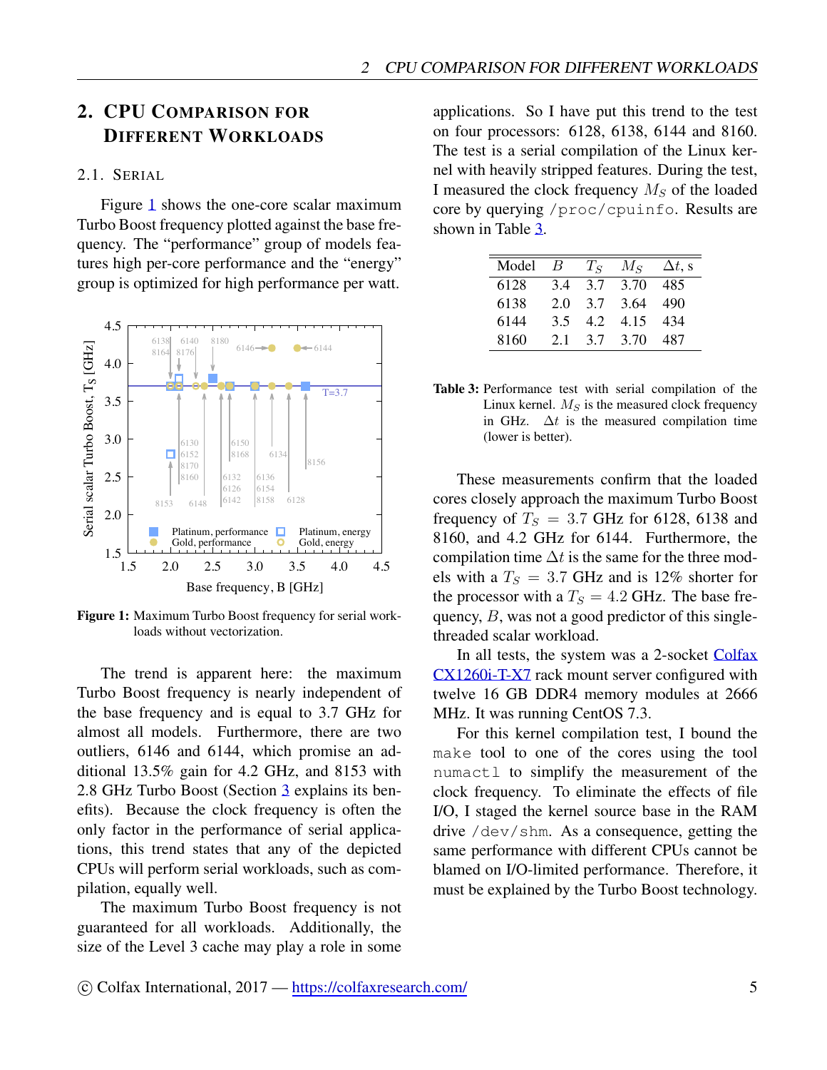## 2. CPU Comparison for Different Workloads

### 2.1. Serial

Figure 1 shows the one-core scalar maximum Turbo Boost frequency plotted against the base frequency. The "performance" group of models features high per-core performance and the "energy" group is optimized for high performance per watt.

**Figure 1:** Maximum Turbo Boost frequency for serial workloads without vectorization.

The trend is apparent here: the maximum Turbo Boost frequency is nearly independent of the base frequency and is equal to 3.7 GHz for almost all models. Furthermore, there are two outliers, 6146 and 6144, which promise an additional 13.5% gain for 4.2 GHz, and 8153 with 2.8 GHz Turbo Boost (Section 3 explains its benefits). Because the clock frequency is often the only factor in the performance of serial applications, this trend states that any of the depicted CPUs will perform serial workloads, such as compilation, equally well.

The maximum Turbo Boost frequency is not guaranteed for all workloads. Additionally, the size of the Level 3 cache may play a role in some applications. So I have put this trend to the test on four processors: 6128, 6138, 6144 and 8160. The test is a serial compilation of the Linux kernel with heavily stripped features. During the test, I measured the clock frequency $M_S$ of the loaded core by querying `/proc/cpuinfo`. Results are shown in Table 3.

| Model | $B$ | $T_S$ | $M_S$ | $\Delta t$, s |
|---|---|---|---|---|
| 6128 | 3.4 | 3.7 | 3.70 | 485 |
| 6138 | 2.0 | 3.7 | 3.64 | 490 |
| 6144 | 3.5 | 4.2 | 4.15 | 434 |
| 8160 | 2.1 | 3.7 | 3.70 | 487 |

**Table 3:** Performance test with serial compilation of the Linux kernel. $M_S$ is the measured clock frequency in GHz. $\Delta t$ is the measured compilation time (lower is better).

These measurements confirm that the loaded cores closely approach the maximum Turbo Boost frequency of $T_S = 3.7$ GHz for 6128, 6138 and 8160, and 4.2 GHz for 6144. Furthermore, the compilation time $\Delta t$ is the same for the three models with a $T_S = 3.7$ GHz and is 12% shorter for the processor with a $T_S = 4.2$ GHz. The base frequency, $B$, was not a good predictor of this single-threaded scalar workload.

In all tests, the system was a 2-socket Colfax CX1260i-T-X7 rack mount server configured with twelve 16 GB DDR4 memory modules at 2666 MHz. It was running CentOS 7.3.

For this kernel compilation test, I bound the `make` tool to one of the cores using the tool `numactl` to simplify the measurement of the clock frequency. To eliminate the effects of file I/O, I staged the kernel source base in the RAM drive `/dev/shm`. As a consequence, getting the same performance with different CPUs cannot be blamed on I/O-limited performance. Therefore, it must be explained by the Turbo Boost technology.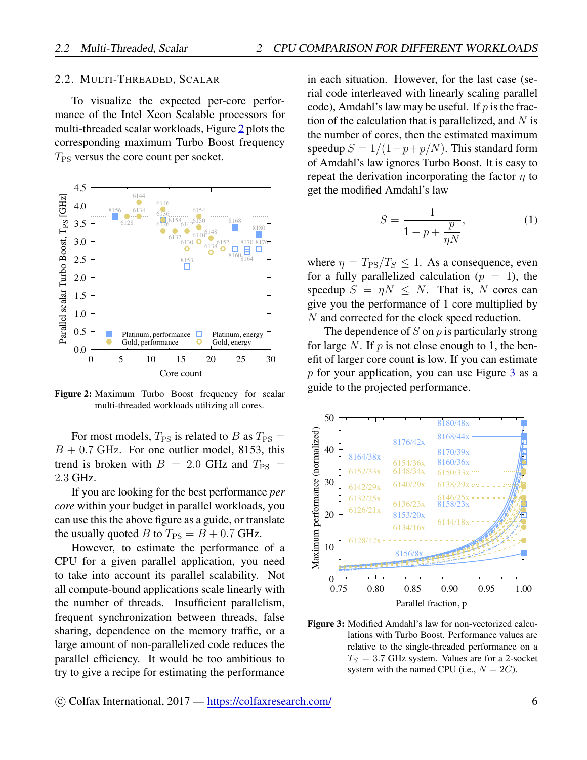## 2.2. Multi-Threaded, Scalar

To visualize the expected per-core performance of the Intel Xeon Scalable processors for multi-threaded scalar workloads, Figure 2 plots the corresponding maximum Turbo Boost frequency $T_{\rm PS}$ versus the core count per socket.

**Figure 2:** Maximum Turbo Boost frequency for scalar multi-threaded workloads utilizing all cores.

For most models, $T_{\rm PS}$ is related to $B$ as $T_{\rm PS} = B + 0.7$ GHz. For one outlier model, 8153, this trend is broken with $B = 2.0$ GHz and $T_{\rm PS} = 2.3$ GHz.

If you are looking for the best performance *per core* within your budget in parallel workloads, you can use this the above figure as a guide, or translate the usually quoted $B$ to $T_{\rm PS} = B + 0.7$ GHz.

However, to estimate the performance of a CPU for a given parallel application, you need to take into account its parallel scalability. Not all compute-bound applications scale linearly with the number of threads. Insufficient parallelism, frequent synchronization between threads, false sharing, dependence on the memory traffic, or a large amount of non-parallelized code reduces the parallel efficiency. It would be too ambitious to try to give a recipe for estimating the performance in each situation. However, for the last case (serial code interleaved with linearly scaling parallel code), Amdahl's law may be useful. If $p$ is the fraction of the calculation that is parallelized, and $N$ is the number of cores, then the estimated maximum speedup $S = 1/(1-p+p/N)$. This standard form of Amdahl's law ignores Turbo Boost. It is easy to repeat the derivation incorporating the factor $\eta$ to get the modified Amdahl's law

$$S = \frac{1}{1 - p + \dfrac{p}{\eta N}}, \tag{1}$$

where $\eta = T_{\rm PS}/T_S \leq 1$. As a consequence, even for a fully parallelized calculation ($p = 1$), the speedup $S = \eta N \leq N$. That is, $N$ cores can give you the performance of 1 core multiplied by $N$ and corrected for the clock speed reduction.

The dependence of $S$ on $p$ is particularly strong for large $N$. If $p$ is not close enough to 1, the benefit of larger core count is low. If you can estimate $p$ for your application, you can use Figure 3 as a guide to the projected performance.

**Figure 3:** Modified Amdahl's law for non-vectorized calculations with Turbo Boost. Performance values are relative to the single-threaded performance on a $T_S = 3.7$ GHz system. Values are for a 2-socket system with the named CPU (i.e., $N = 2C$).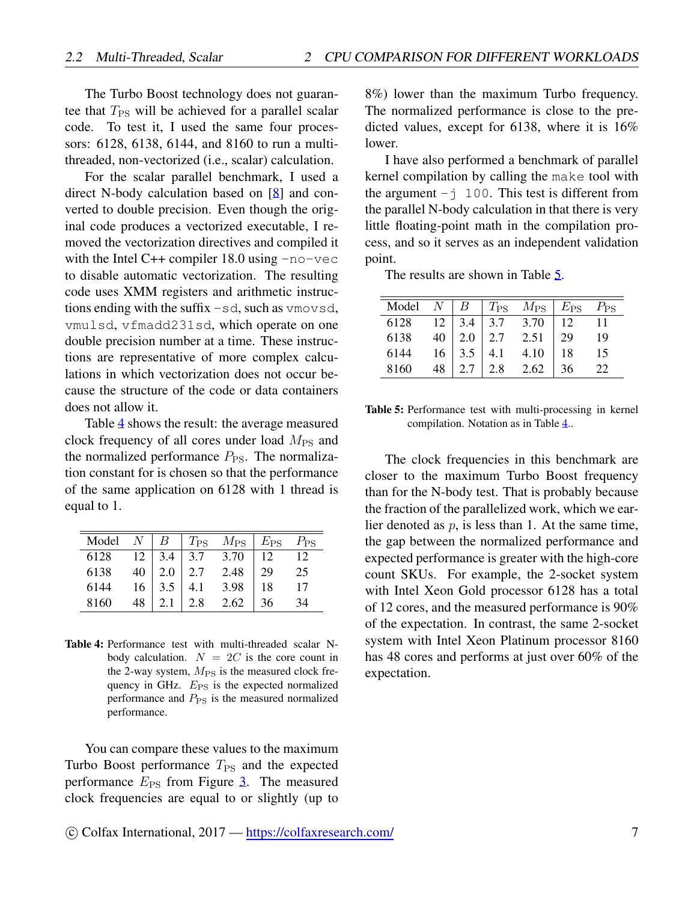The Turbo Boost technology does not guarantee that $T_{\mathrm{PS}}$ will be achieved for a parallel scalar code. To test it, I used the same four processors: 6128, 6138, 6144, and 8160 to run a multi-threaded, non-vectorized (i.e., scalar) calculation.

For the scalar parallel benchmark, I used a direct N-body calculation based on [8] and converted to double precision. Even though the original code produces a vectorized executable, I removed the vectorization directives and compiled it with the Intel C++ compiler 18.0 using `-no-vec` to disable automatic vectorization. The resulting code uses XMM registers and arithmetic instructions ending with the suffix `-sd`, such as `vmovsd`, `vmulsd`, `vfmadd231sd`, which operate on one double precision number at a time. These instructions are representative of more complex calculations in which vectorization does not occur because the structure of the code or data containers does not allow it.

Table 4 shows the result: the average measured clock frequency of all cores under load $M_{\mathrm{PS}}$ and the normalized performance $P_{\mathrm{PS}}$. The normalization constant for is chosen so that the performance of the same application on 6128 with 1 thread is equal to 1.

| Model | $N$ | $B$ | $T_{\mathrm{PS}}$ | $M_{\mathrm{PS}}$ | $E_{\mathrm{PS}}$ | $P_{\mathrm{PS}}$ |
|---|---|---|---|---|---|---|
| 6128 | 12 | 3.4 | 3.7 | 3.70 | 12 | 12 |
| 6138 | 40 | 2.0 | 2.7 | 2.48 | 29 | 25 |
| 6144 | 16 | 3.5 | 4.1 | 3.98 | 18 | 17 |
| 8160 | 48 | 2.1 | 2.8 | 2.62 | 36 | 34 |

**Table 4:** Performance test with multi-threaded scalar N-body calculation. $N = 2C$ is the core count in the 2-way system, $M_{\mathrm{PS}}$ is the measured clock frequency in GHz. $E_{\mathrm{PS}}$ is the expected normalized performance and $P_{\mathrm{PS}}$ is the measured normalized performance.

You can compare these values to the maximum Turbo Boost performance $T_{\mathrm{PS}}$ and the expected performance $E_{\mathrm{PS}}$ from Figure 3. The measured clock frequencies are equal to or slightly (up to 8%) lower than the maximum Turbo frequency. The normalized performance is close to the predicted values, except for 6138, where it is 16% lower.

I have also performed a benchmark of parallel kernel compilation by calling the `make` tool with the argument `-j 100`. This test is different from the parallel N-body calculation in that there is very little floating-point math in the compilation process, and so it serves as an independent validation point.

The results are shown in Table 5.

| Model | $N$ | $B$ | $T_{\mathrm{PS}}$ | $M_{\mathrm{PS}}$ | $E_{\mathrm{PS}}$ | $P_{\mathrm{PS}}$ |
|---|---|---|---|---|---|---|
| 6128 | 12 | 3.4 | 3.7 | 3.70 | 12 | 11 |
| 6138 | 40 | 2.0 | 2.7 | 2.51 | 29 | 19 |
| 6144 | 16 | 3.5 | 4.1 | 4.10 | 18 | 15 |
| 8160 | 48 | 2.7 | 2.8 | 2.62 | 36 | 22 |

**Table 5:** Performance test with multi-processing in kernel compilation. Notation as in Table 4..

The clock frequencies in this benchmark are closer to the maximum Turbo Boost frequency than for the N-body test. That is probably because the fraction of the parallelized work, which we earlier denoted as $p$, is less than 1. At the same time, the gap between the normalized performance and expected performance is greater with the high-core count SKUs. For example, the 2-socket system with Intel Xeon Gold processor 6128 has a total of 12 cores, and the measured performance is 90% of the expectation. In contrast, the same 2-socket system with Intel Xeon Platinum processor 8160 has 48 cores and performs at just over 60% of the expectation.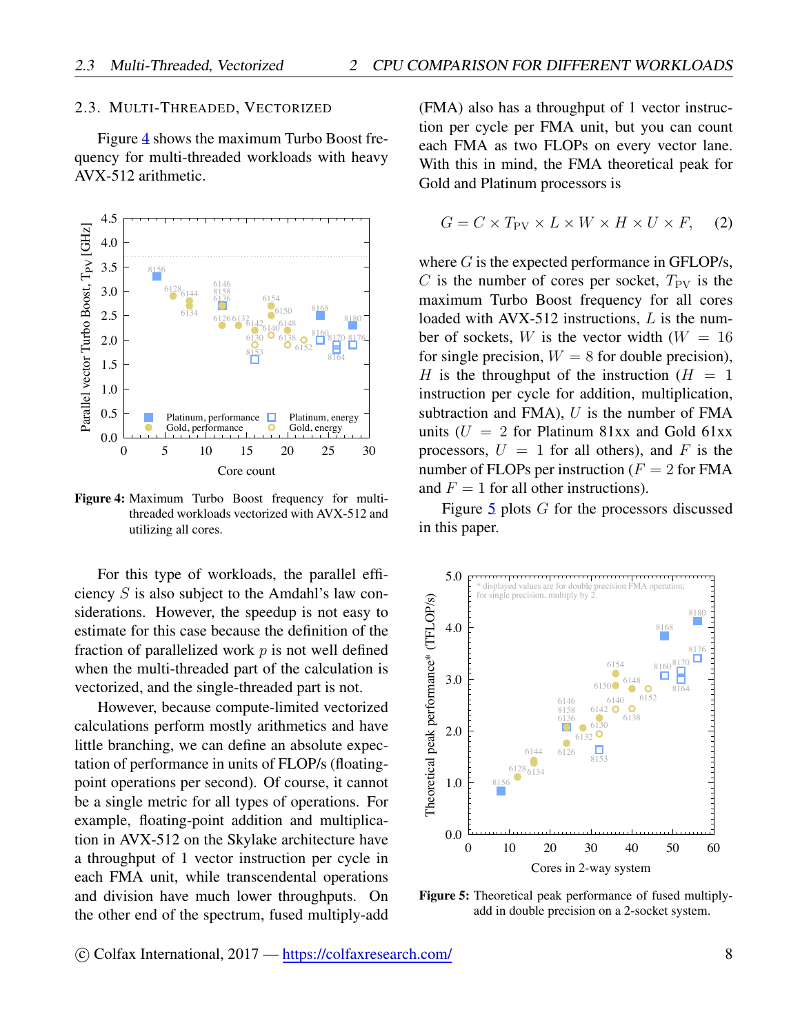### 2.3. Multi-Threaded, Vectorized

Figure 4 shows the maximum Turbo Boost frequency for multi-threaded workloads with heavy AVX-512 arithmetic.

**Figure 4:** Maximum Turbo Boost frequency for multi-threaded workloads vectorized with AVX-512 and utilizing all cores.

For this type of workloads, the parallel efficiency $S$ is also subject to the Amdahl's law considerations. However, the speedup is not easy to estimate for this case because the definition of the fraction of parallelized work $p$ is not well defined when the multi-threaded part of the calculation is vectorized, and the single-threaded part is not.

However, because compute-limited vectorized calculations perform mostly arithmetics and have little branching, we can define an absolute expectation of performance in units of FLOP/s (floating-point operations per second). Of course, it cannot be a single metric for all types of operations. For example, floating-point addition and multiplication in AVX-512 on the Skylake architecture have a throughput of 1 vector instruction per cycle in each FMA unit, while transcendental operations and division have much lower throughputs. On the other end of the spectrum, fused multiply-add (FMA) also has a throughput of 1 vector instruction per cycle per FMA unit, but you can count each FMA as two FLOPs on every vector lane. With this in mind, the FMA theoretical peak for Gold and Platinum processors is

$$G = C \times T_{\mathrm{PV}} \times L \times W \times H \times U \times F, \quad (2)$$

where $G$ is the expected performance in GFLOP/s, $C$ is the number of cores per socket, $T_{\mathrm{PV}}$ is the maximum Turbo Boost frequency for all cores loaded with AVX-512 instructions, $L$ is the number of sockets, $W$ is the vector width ($W = 16$ for single precision, $W = 8$ for double precision), $H$ is the throughput of the instruction ($H = 1$ instruction per cycle for addition, multiplication, subtraction and FMA), $U$ is the number of FMA units ($U = 2$ for Platinum 81xx and Gold 61xx processors, $U = 1$ for all others), and $F$ is the number of FLOPs per instruction ($F = 2$ for FMA and $F = 1$ for all other instructions).

Figure 5 plots $G$ for the processors discussed in this paper.

**Figure 5:** Theoretical peak performance of fused multiply-add in double precision on a 2-socket system.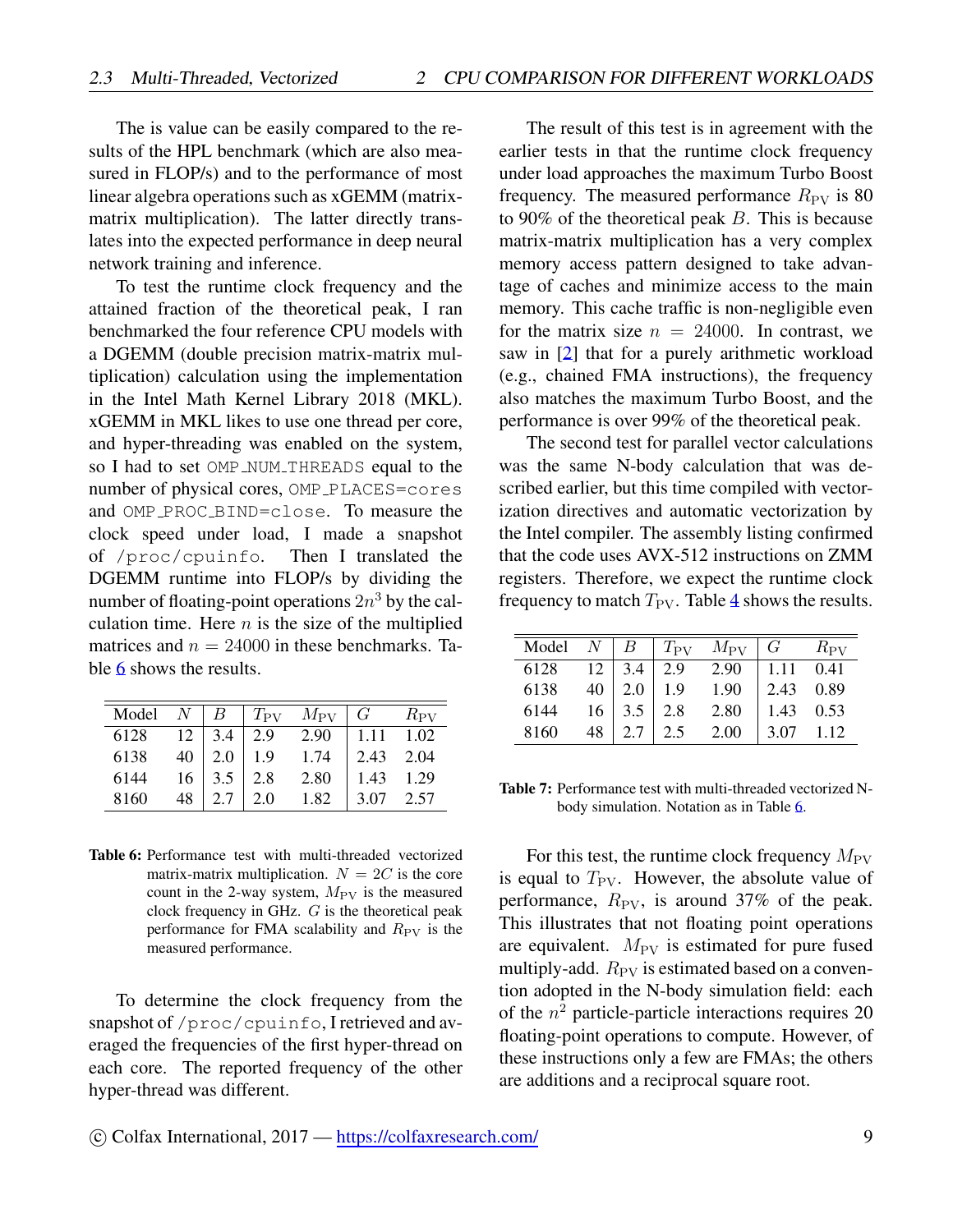The is value can be easily compared to the results of the HPL benchmark (which are also measured in FLOP/s) and to the performance of most linear algebra operations such as xGEMM (matrix-matrix multiplication). The latter directly translates into the expected performance in deep neural network training and inference.

To test the runtime clock frequency and the attained fraction of the theoretical peak, I ran benchmarked the four reference CPU models with a DGEMM (double precision matrix-matrix multiplication) calculation using the implementation in the Intel Math Kernel Library 2018 (MKL). xGEMM in MKL likes to use one thread per core, and hyper-threading was enabled on the system, so I had to set `OMP_NUM_THREADS` equal to the number of physical cores, `OMP_PLACES=cores` and `OMP_PROC_BIND=close`. To measure the clock speed under load, I made a snapshot of `/proc/cpuinfo`. Then I translated the DGEMM runtime into FLOP/s by dividing the number of floating-point operations $2n^3$ by the calculation time. Here $n$ is the size of the multiplied matrices and $n = 24000$ in these benchmarks. Table 6 shows the results.

| Model | $N$ | $B$ | $T_{\text{PV}}$ | $M_{\text{PV}}$ | $G$ | $R_{\text{PV}}$ |
|---|---|---|---|---|---|---|
| 6128 | 12 | 3.4 | 2.9 | 2.90 | 1.11 | 1.02 |
| 6138 | 40 | 2.0 | 1.9 | 1.74 | 2.43 | 2.04 |
| 6144 | 16 | 3.5 | 2.8 | 2.80 | 1.43 | 1.29 |
| 8160 | 48 | 2.7 | 2.0 | 1.82 | 3.07 | 2.57 |

**Table 6:** Performance test with multi-threaded vectorized matrix-matrix multiplication. $N = 2C$ is the core count in the 2-way system, $M_{\text{PV}}$ is the measured clock frequency in GHz. $G$ is the theoretical peak performance for FMA scalability and $R_{\text{PV}}$ is the measured performance.

To determine the clock frequency from the snapshot of `/proc/cpuinfo`, I retrieved and averaged the frequencies of the first hyper-thread on each core. The reported frequency of the other hyper-thread was different.

The result of this test is in agreement with the earlier tests in that the runtime clock frequency under load approaches the maximum Turbo Boost frequency. The measured performance $R_{\text{PV}}$ is 80 to 90% of the theoretical peak $B$. This is because matrix-matrix multiplication has a very complex memory access pattern designed to take advantage of caches and minimize access to the main memory. This cache traffic is non-negligible even for the matrix size $n = 24000$. In contrast, we saw in [2] that for a purely arithmetic workload (e.g., chained FMA instructions), the frequency also matches the maximum Turbo Boost, and the performance is over 99% of the theoretical peak.

The second test for parallel vector calculations was the same N-body calculation that was described earlier, but this time compiled with vectorization directives and automatic vectorization by the Intel compiler. The assembly listing confirmed that the code uses AVX-512 instructions on ZMM registers. Therefore, we expect the runtime clock frequency to match $T_{\text{PV}}$. Table 4 shows the results.

| Model | $N$ | $B$ | $T_{\text{PV}}$ | $M_{\text{PV}}$ | $G$ | $R_{\text{PV}}$ |
|---|---|---|---|---|---|---|
| 6128 | 12 | 3.4 | 2.9 | 2.90 | 1.11 | 0.41 |
| 6138 | 40 | 2.0 | 1.9 | 1.90 | 2.43 | 0.89 |
| 6144 | 16 | 3.5 | 2.8 | 2.80 | 1.43 | 0.53 |
| 8160 | 48 | 2.7 | 2.5 | 2.00 | 3.07 | 1.12 |

**Table 7:** Performance test with multi-threaded vectorized N-body simulation. Notation as in Table 6.

For this test, the runtime clock frequency $M_{\text{PV}}$ is equal to $T_{\text{PV}}$. However, the absolute value of performance, $R_{\text{PV}}$, is around 37% of the peak. This illustrates that not floating point operations are equivalent. $M_{\text{PV}}$ is estimated for pure fused multiply-add. $R_{\text{PV}}$ is estimated based on a convention adopted in the N-body simulation field: each of the $n^2$ particle-particle interactions requires 20 floating-point operations to compute. However, of these instructions only a few are FMAs; the others are additions and a reciprocal square root.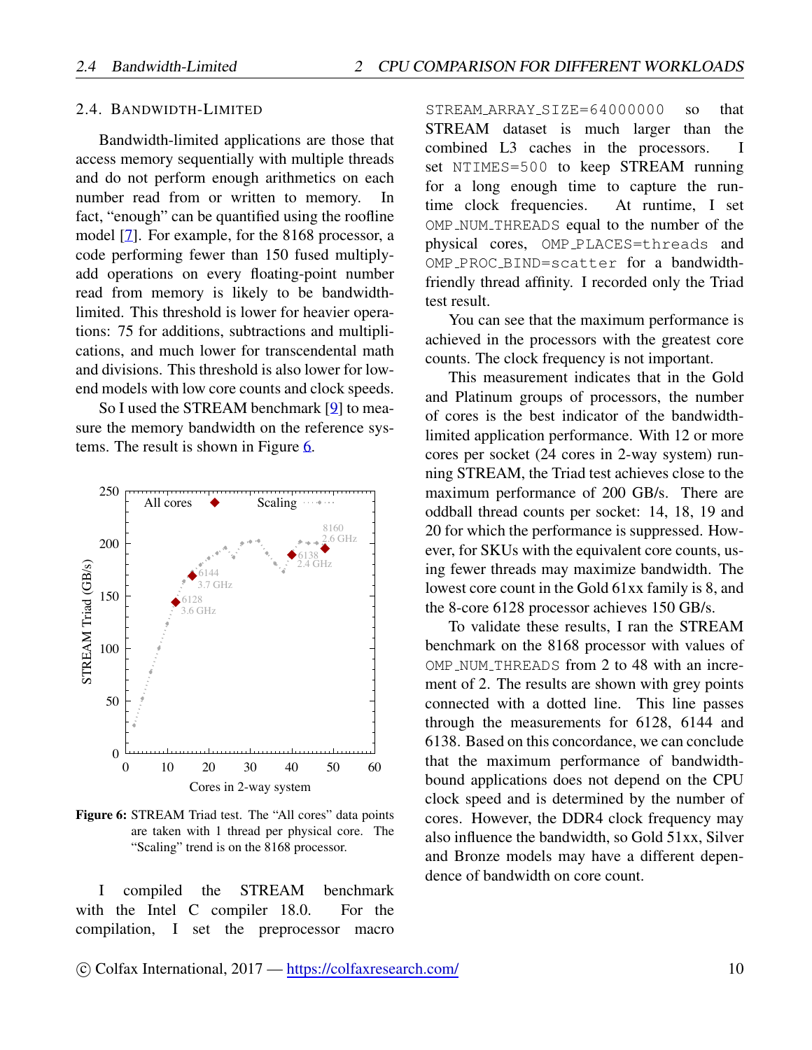### 2.4. Bandwidth-Limited

Bandwidth-limited applications are those that access memory sequentially with multiple threads and do not perform enough arithmetics on each number read from or written to memory. In fact, "enough" can be quantified using the roofline model [7]. For example, for the 8168 processor, a code performing fewer than 150 fused multiply-add operations on every floating-point number read from memory is likely to be bandwidth-limited. This threshold is lower for heavier operations: 75 for additions, subtractions and multiplications, and much lower for transcendental math and divisions. This threshold is also lower for low-end models with low core counts and clock speeds.

So I used the STREAM benchmark [9] to measure the memory bandwidth on the reference systems. The result is shown in Figure 6.

**Figure 6:** STREAM Triad test. The "All cores" data points are taken with 1 thread per physical core. The "Scaling" trend is on the 8168 processor.

I compiled the STREAM benchmark with the Intel C compiler 18.0. For the compilation, I set the preprocessor macro `STREAM_ARRAY_SIZE=64000000` so that STREAM dataset is much larger than the combined L3 caches in the processors. I set `NTIMES=500` to keep STREAM running for a long enough time to capture the run-time clock frequencies. At runtime, I set `OMP_NUM_THREADS` equal to the number of the physical cores, `OMP_PLACES=threads` and `OMP_PROC_BIND=scatter` for a bandwidth-friendly thread affinity. I recorded only the Triad test result.

You can see that the maximum performance is achieved in the processors with the greatest core counts. The clock frequency is not important.

This measurement indicates that in the Gold and Platinum groups of processors, the number of cores is the best indicator of the bandwidth-limited application performance. With 12 or more cores per socket (24 cores in 2-way system) running STREAM, the Triad test achieves close to the maximum performance of 200 GB/s. There are oddball thread counts per socket: 14, 18, 19 and 20 for which the performance is suppressed. However, for SKUs with the equivalent core counts, using fewer threads may maximize bandwidth. The lowest core count in the Gold 61xx family is 8, and the 8-core 6128 processor achieves 150 GB/s.

To validate these results, I ran the STREAM benchmark on the 8168 processor with values of `OMP_NUM_THREADS` from 2 to 48 with an increment of 2. The results are shown with grey points connected with a dotted line. This line passes through the measurements for 6128, 6144 and 6138. Based on this concordance, we can conclude that the maximum performance of bandwidth-bound applications does not depend on the CPU clock speed and is determined by the number of cores. However, the DDR4 clock frequency may also influence the bandwidth, so Gold 51xx, Silver and Bronze models may have a different dependence of bandwidth on core count.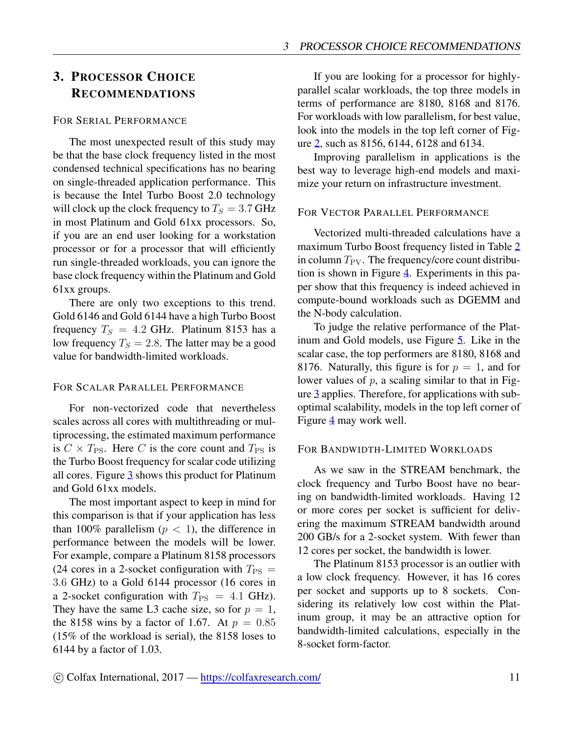# 3. Processor Choice Recommendations

### For Serial Performance

The most unexpected result of this study may be that the base clock frequency listed in the most condensed technical specifications has no bearing on single-threaded application performance. This is because the Intel Turbo Boost 2.0 technology will clock up the clock frequency to $T_S = 3.7$ GHz in most Platinum and Gold 61xx processors. So, if you are an end user looking for a workstation processor or for a processor that will efficiently run single-threaded workloads, you can ignore the base clock frequency within the Platinum and Gold 61xx groups.

There are only two exceptions to this trend. Gold 6146 and Gold 6144 have a high Turbo Boost frequency $T_S = 4.2$ GHz. Platinum 8153 has a low frequency $T_S = 2.8$. The latter may be a good value for bandwidth-limited workloads.

### For Scalar Parallel Performance

For non-vectorized code that nevertheless scales across all cores with multithreading or multiprocessing, the estimated maximum performance is $C \times T_{\mathrm{PS}}$. Here $C$ is the core count and $T_{\mathrm{PS}}$ is the Turbo Boost frequency for scalar code utilizing all cores. Figure 3 shows this product for Platinum and Gold 61xx models.

The most important aspect to keep in mind for this comparison is that if your application has less than 100% parallelism ($p < 1$), the difference in performance between the models will be lower. For example, compare a Platinum 8158 processors (24 cores in a 2-socket configuration with $T_{\mathrm{PS}} = 3.6$ GHz) to a Gold 6144 processor (16 cores in a 2-socket configuration with $T_{\mathrm{PS}} = 4.1$ GHz). They have the same L3 cache size, so for $p = 1$, the 8158 wins by a factor of 1.67. At $p = 0.85$ (15% of the workload is serial), the 8158 loses to 6144 by a factor of 1.03.

If you are looking for a processor for highly-parallel scalar workloads, the top three models in terms of performance are 8180, 8168 and 8176. For workloads with low parallelism, for best value, look into the models in the top left corner of Figure 2, such as 8156, 6144, 6128 and 6134.

Improving parallelism in applications is the best way to leverage high-end models and maximize your return on infrastructure investment.

### For Vector Parallel Performance

Vectorized multi-threaded calculations have a maximum Turbo Boost frequency listed in Table 2 in column $T_{\mathrm{PV}}$. The frequency/core count distribution is shown in Figure 4. Experiments in this paper show that this frequency is indeed achieved in compute-bound workloads such as DGEMM and the N-body calculation.

To judge the relative performance of the Platinum and Gold models, use Figure 5. Like in the scalar case, the top performers are 8180, 8168 and 8176. Naturally, this figure is for $p = 1$, and for lower values of $p$, a scaling similar to that in Figure 3 applies. Therefore, for applications with sub-optimal scalability, models in the top left corner of Figure 4 may work well.

### For Bandwidth-Limited Workloads

As we saw in the STREAM benchmark, the clock frequency and Turbo Boost have no bearing on bandwidth-limited workloads. Having 12 or more cores per socket is sufficient for delivering the maximum STREAM bandwidth around 200 GB/s for a 2-socket system. With fewer than 12 cores per socket, the bandwidth is lower.

The Platinum 8153 processor is an outlier with a low clock frequency. However, it has 16 cores per socket and supports up to 8 sockets. Considering its relatively low cost within the Platinum group, it may be an attractive option for bandwidth-limited calculations, especially in the 8-socket form-factor.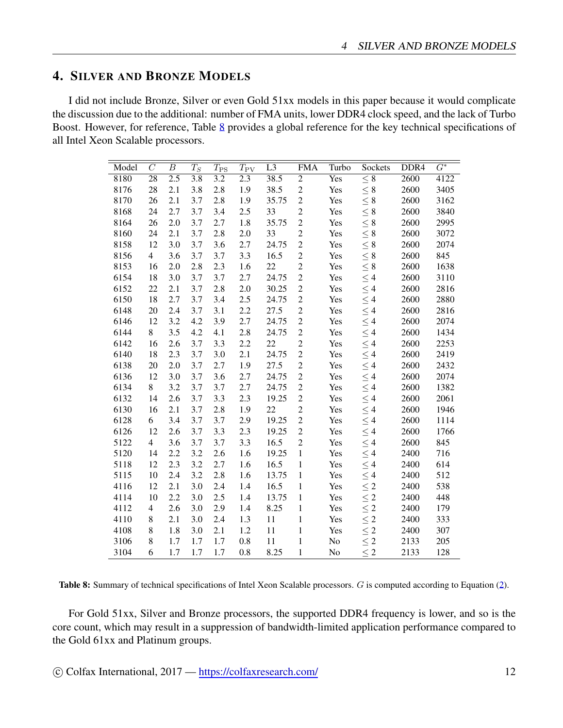## 4. Silver and Bronze Models

I did not include Bronze, Silver or even Gold 51xx models in this paper because it would complicate the discussion due to the additional: number of FMA units, lower DDR4 clock speed, and the lack of Turbo Boost. However, for reference, Table 8 provides a global reference for the key technical specifications of all Intel Xeon Scalable processors.

| Model | $C$ | $B$ | $T_S$ | $T_{\text{PS}}$ | $T_{\text{PV}}$ | L3 | FMA | Turbo | Sockets | DDR4 | $G^*$ |
|---|---|---|---|---|---|---|---|---|---|---|---|
| 8180 | 28 | 2.5 | 3.8 | 3.2 | 2.3 | 38.5 | 2 | Yes | $\leq 8$ | 2600 | 4122 |
| 8176 | 28 | 2.1 | 3.8 | 2.8 | 1.9 | 38.5 | 2 | Yes | $\leq 8$ | 2600 | 3405 |
| 8170 | 26 | 2.1 | 3.7 | 2.8 | 1.9 | 35.75 | 2 | Yes | $\leq 8$ | 2600 | 3162 |
| 8168 | 24 | 2.7 | 3.7 | 3.4 | 2.5 | 33 | 2 | Yes | $\leq 8$ | 2600 | 3840 |
| 8164 | 26 | 2.0 | 3.7 | 2.7 | 1.8 | 35.75 | 2 | Yes | $\leq 8$ | 2600 | 2995 |
| 8160 | 24 | 2.1 | 3.7 | 2.8 | 2.0 | 33 | 2 | Yes | $\leq 8$ | 2600 | 3072 |
| 8158 | 12 | 3.0 | 3.7 | 3.6 | 2.7 | 24.75 | 2 | Yes | $\leq 8$ | 2600 | 2074 |
| 8156 | 4 | 3.6 | 3.7 | 3.7 | 3.3 | 16.5 | 2 | Yes | $\leq 8$ | 2600 | 845 |
| 8153 | 16 | 2.0 | 2.8 | 2.3 | 1.6 | 22 | 2 | Yes | $\leq 8$ | 2600 | 1638 |
| 6154 | 18 | 3.0 | 3.7 | 3.7 | 2.7 | 24.75 | 2 | Yes | $\leq 4$ | 2600 | 3110 |
| 6152 | 22 | 2.1 | 3.7 | 2.8 | 2.0 | 30.25 | 2 | Yes | $\leq 4$ | 2600 | 2816 |
| 6150 | 18 | 2.7 | 3.7 | 3.4 | 2.5 | 24.75 | 2 | Yes | $\leq 4$ | 2600 | 2880 |
| 6148 | 20 | 2.4 | 3.7 | 3.1 | 2.2 | 27.5 | 2 | Yes | $\leq 4$ | 2600 | 2816 |
| 6146 | 12 | 3.2 | 4.2 | 3.9 | 2.7 | 24.75 | 2 | Yes | $\leq 4$ | 2600 | 2074 |
| 6144 | 8 | 3.5 | 4.2 | 4.1 | 2.8 | 24.75 | 2 | Yes | $\leq 4$ | 2600 | 1434 |
| 6142 | 16 | 2.6 | 3.7 | 3.3 | 2.2 | 22 | 2 | Yes | $\leq 4$ | 2600 | 2253 |
| 6140 | 18 | 2.3 | 3.7 | 3.0 | 2.1 | 24.75 | 2 | Yes | $\leq 4$ | 2600 | 2419 |
| 6138 | 20 | 2.0 | 3.7 | 2.7 | 1.9 | 27.5 | 2 | Yes | $\leq 4$ | 2600 | 2432 |
| 6136 | 12 | 3.0 | 3.7 | 3.6 | 2.7 | 24.75 | 2 | Yes | $\leq 4$ | 2600 | 2074 |
| 6134 | 8 | 3.2 | 3.7 | 3.7 | 2.7 | 24.75 | 2 | Yes | $\leq 4$ | 2600 | 1382 |
| 6132 | 14 | 2.6 | 3.7 | 3.3 | 2.3 | 19.25 | 2 | Yes | $\leq 4$ | 2600 | 2061 |
| 6130 | 16 | 2.1 | 3.7 | 2.8 | 1.9 | 22 | 2 | Yes | $\leq 4$ | 2600 | 1946 |
| 6128 | 6 | 3.4 | 3.7 | 3.7 | 2.9 | 19.25 | 2 | Yes | $\leq 4$ | 2600 | 1114 |
| 6126 | 12 | 2.6 | 3.7 | 3.3 | 2.3 | 19.25 | 2 | Yes | $\leq 4$ | 2600 | 1766 |
| 5122 | 4 | 3.6 | 3.7 | 3.7 | 3.3 | 16.5 | 2 | Yes | $\leq 4$ | 2600 | 845 |
| 5120 | 14 | 2.2 | 3.2 | 2.6 | 1.6 | 19.25 | 1 | Yes | $\leq 4$ | 2400 | 716 |
| 5118 | 12 | 2.3 | 3.2 | 2.7 | 1.6 | 16.5 | 1 | Yes | $\leq 4$ | 2400 | 614 |
| 5115 | 10 | 2.4 | 3.2 | 2.8 | 1.6 | 13.75 | 1 | Yes | $\leq 4$ | 2400 | 512 |
| 4116 | 12 | 2.1 | 3.0 | 2.4 | 1.4 | 16.5 | 1 | Yes | $\leq 2$ | 2400 | 538 |
| 4114 | 10 | 2.2 | 3.0 | 2.5 | 1.4 | 13.75 | 1 | Yes | $\leq 2$ | 2400 | 448 |
| 4112 | 4 | 2.6 | 3.0 | 2.9 | 1.4 | 8.25 | 1 | Yes | $\leq 2$ | 2400 | 179 |
| 4110 | 8 | 2.1 | 3.0 | 2.4 | 1.3 | 11 | 1 | Yes | $\leq 2$ | 2400 | 333 |
| 4108 | 8 | 1.8 | 3.0 | 2.1 | 1.2 | 11 | 1 | Yes | $\leq 2$ | 2400 | 307 |
| 3106 | 8 | 1.7 | 1.7 | 1.7 | 0.8 | 11 | 1 | No | $\leq 2$ | 2133 | 205 |
| 3104 | 6 | 1.7 | 1.7 | 1.7 | 0.8 | 8.25 | 1 | No | $\leq 2$ | 2133 | 128 |

**Table 8:** Summary of technical specifications of Intel Xeon Scalable processors. $G$ is computed according to Equation (2).

For Gold 51xx, Silver and Bronze processors, the supported DDR4 frequency is lower, and so is the core count, which may result in a suppression of bandwidth-limited application performance compared to the Gold 61xx and Platinum groups.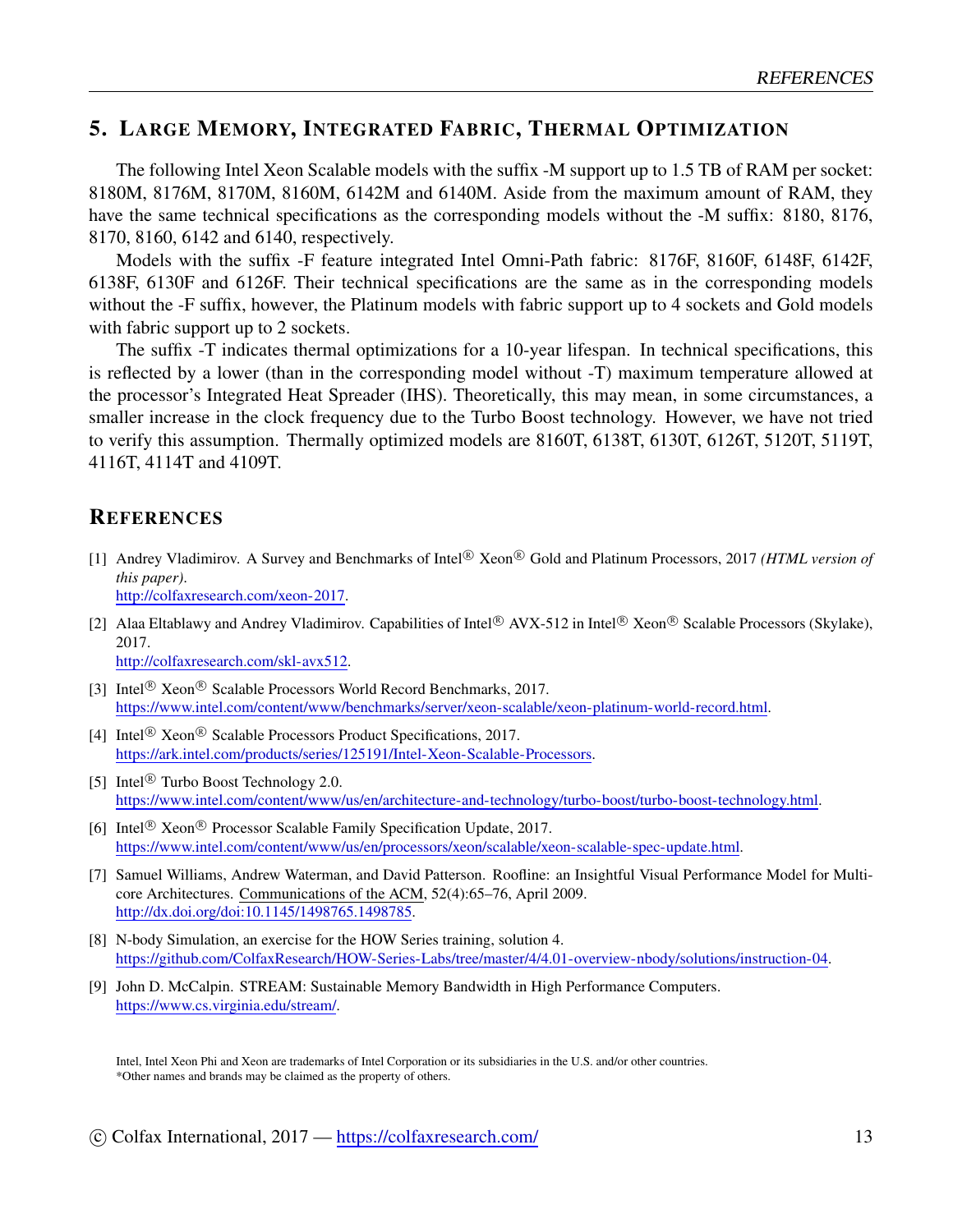## 5. Large Memory, Integrated Fabric, Thermal Optimization

The following Intel Xeon Scalable models with the suffix -M support up to 1.5 TB of RAM per socket: 8180M, 8176M, 8170M, 8160M, 6142M and 6140M. Aside from the maximum amount of RAM, they have the same technical specifications as the corresponding models without the -M suffix: 8180, 8176, 8170, 8160, 6142 and 6140, respectively.

Models with the suffix -F feature integrated Intel Omni-Path fabric: 8176F, 8160F, 6148F, 6142F, 6138F, 6130F and 6126F. Their technical specifications are the same as in the corresponding models without the -F suffix, however, the Platinum models with fabric support up to 4 sockets and Gold models with fabric support up to 2 sockets.

The suffix -T indicates thermal optimizations for a 10-year lifespan. In technical specifications, this is reflected by a lower (than in the corresponding model without -T) maximum temperature allowed at the processor's Integrated Heat Spreader (IHS). Theoretically, this may mean, in some circumstances, a smaller increase in the clock frequency due to the Turbo Boost technology. However, we have not tried to verify this assumption. Thermally optimized models are 8160T, 6138T, 6130T, 6126T, 5120T, 5119T, 4116T, 4114T and 4109T.

## References

[1] Andrey Vladimirov. A Survey and Benchmarks of Intel® Xeon® Gold and Platinum Processors, 2017 *(HTML version of this paper)*.
http://colfaxresearch.com/xeon-2017.

[2] Alaa Eltablawy and Andrey Vladimirov. Capabilities of Intel® AVX-512 in Intel® Xeon® Scalable Processors (Skylake), 2017.
http://colfaxresearch.com/skl-avx512.

[3] Intel® Xeon® Scalable Processors World Record Benchmarks, 2017.
https://www.intel.com/content/www/benchmarks/server/xeon-scalable/xeon-platinum-world-record.html.

[4] Intel® Xeon® Scalable Processors Product Specifications, 2017.
https://ark.intel.com/products/series/125191/Intel-Xeon-Scalable-Processors.

[5] Intel® Turbo Boost Technology 2.0.
https://www.intel.com/content/www/us/en/architecture-and-technology/turbo-boost/turbo-boost-technology.html.

[6] Intel® Xeon® Processor Scalable Family Specification Update, 2017.
https://www.intel.com/content/www/us/en/processors/xeon/scalable/xeon-scalable-spec-update.html.

[7] Samuel Williams, Andrew Waterman, and David Patterson. Roofline: an Insightful Visual Performance Model for Multicore Architectures. Communications of the ACM, 52(4):65–76, April 2009.
http://dx.doi.org/doi:10.1145/1498765.1498785.

[8] N-body Simulation, an exercise for the HOW Series training, solution 4.
https://github.com/ColfaxResearch/HOW-Series-Labs/tree/master/4/4.01-overview-nbody/solutions/instruction-04.

[9] John D. McCalpin. STREAM: Sustainable Memory Bandwidth in High Performance Computers.
https://www.cs.virginia.edu/stream/.

Intel, Intel Xeon Phi and Xeon are trademarks of Intel Corporation or its subsidiaries in the U.S. and/or other countries.
*Other names and brands may be claimed as the property of others.

© Colfax International, 2017 — https://colfaxresearch.com/